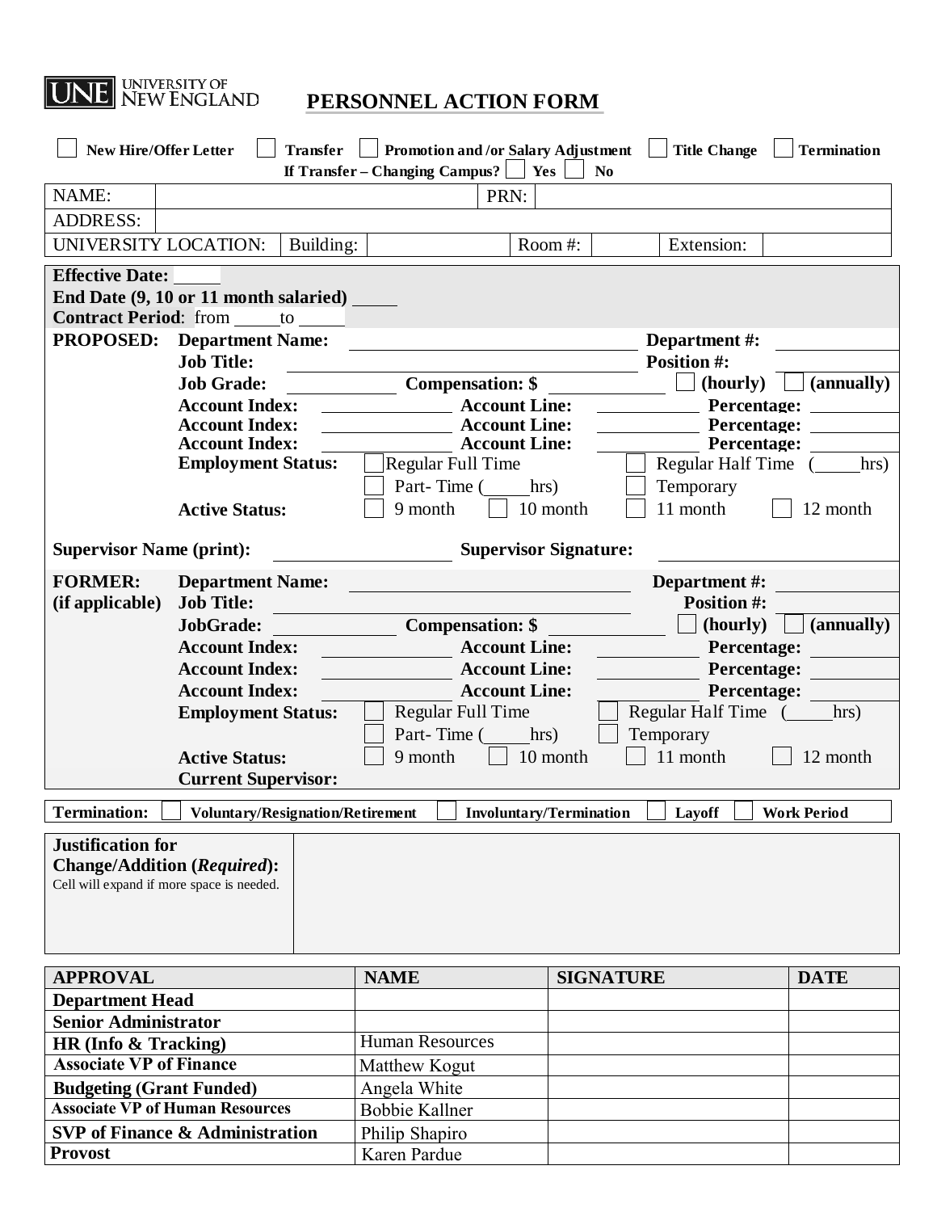UNIVERSITY OF NEW ENGLAND

# PERSONNEL ACTION FORM

☐ **New Hire/Offer Letter** ☐ **Transfer** ☐ **Promotion and /or Salary Adjustment** ☐ **Title Change** ☐ **Termination**

**If Transfer – Changing Campus?** ☐ **Yes** ☐ **No**

| NAME: | | PRN: | | | |
|---|---|---|---|---|---|
| ADDRESS: | | | | | |
| UNIVERSITY LOCATION: | Building: | | Room #: | | Extension: |

**Effective Date:** _____
**End Date (9, 10 or 11 month salaried)** _____
**Contract Period**: from _____ to _____

**PROPOSED:**

**Department Name:** ____________________ **Department #:** __________
**Job Title:** ____________________ **Position #:** __________
**Job Grade:** __________ **Compensation: $** __________ ☐ **(hourly)** ☐ **(annually)**
**Account Index:** __________ **Account Line:** __________ **Percentage:** __________
**Account Index:** __________ **Account Line:** __________ **Percentage:** __________
**Account Index:** __________ **Account Line:** __________ **Percentage:** __________
**Employment Status:** ☐ Regular Full Time ☐ Regular Half Time (_____hrs) ☐ Part- Time (_____hrs) ☐ Temporary
**Active Status:** ☐ 9 month ☐ 10 month ☐ 11 month ☐ 12 month

**Supervisor Name (print):** ____________________ **Supervisor Signature:** ____________________

**FORMER: (if applicable)**

**Department Name:** ____________________ **Department #:** __________
**Job Title:** ____________________ **Position #:** __________
**JobGrade:** __________ **Compensation: $** __________ ☐ **(hourly)** ☐ **(annually)**
**Account Index:** __________ **Account Line:** __________ **Percentage:** __________
**Account Index:** __________ **Account Line:** __________ **Percentage:** __________
**Account Index:** __________ **Account Line:** __________ **Percentage:** __________
**Employment Status:** ☐ Regular Full Time ☐ Regular Half Time (_____hrs) ☐ Part- Time (_____hrs) ☐ Temporary
**Active Status:** ☐ 9 month ☐ 10 month ☐ 11 month ☐ 12 month
**Current Supervisor:**

**Termination:** ☐ **Voluntary/Resignation/Retirement** ☐ **Involuntary/Termination** ☐ **Layoff** ☐ **Work Period**

| **Justification for Change/Addition (*Required*):** Cell will expand if more space is needed. | |
|---|---|

| APPROVAL | NAME | SIGNATURE | DATE |
|---|---|---|---|
| **Department Head** | | | |
| **Senior Administrator** | | | |
| **HR (Info & Tracking)** | Human Resources | | |
| **Associate VP of Finance** | Matthew Kogut | | |
| **Budgeting (Grant Funded)** | Angela White | | |
| **Associate VP of Human Resources** | Bobbie Kallner | | |
| **SVP of Finance & Administration** | Philip Shapiro | | |
| **Provost** | Karen Pardue | | |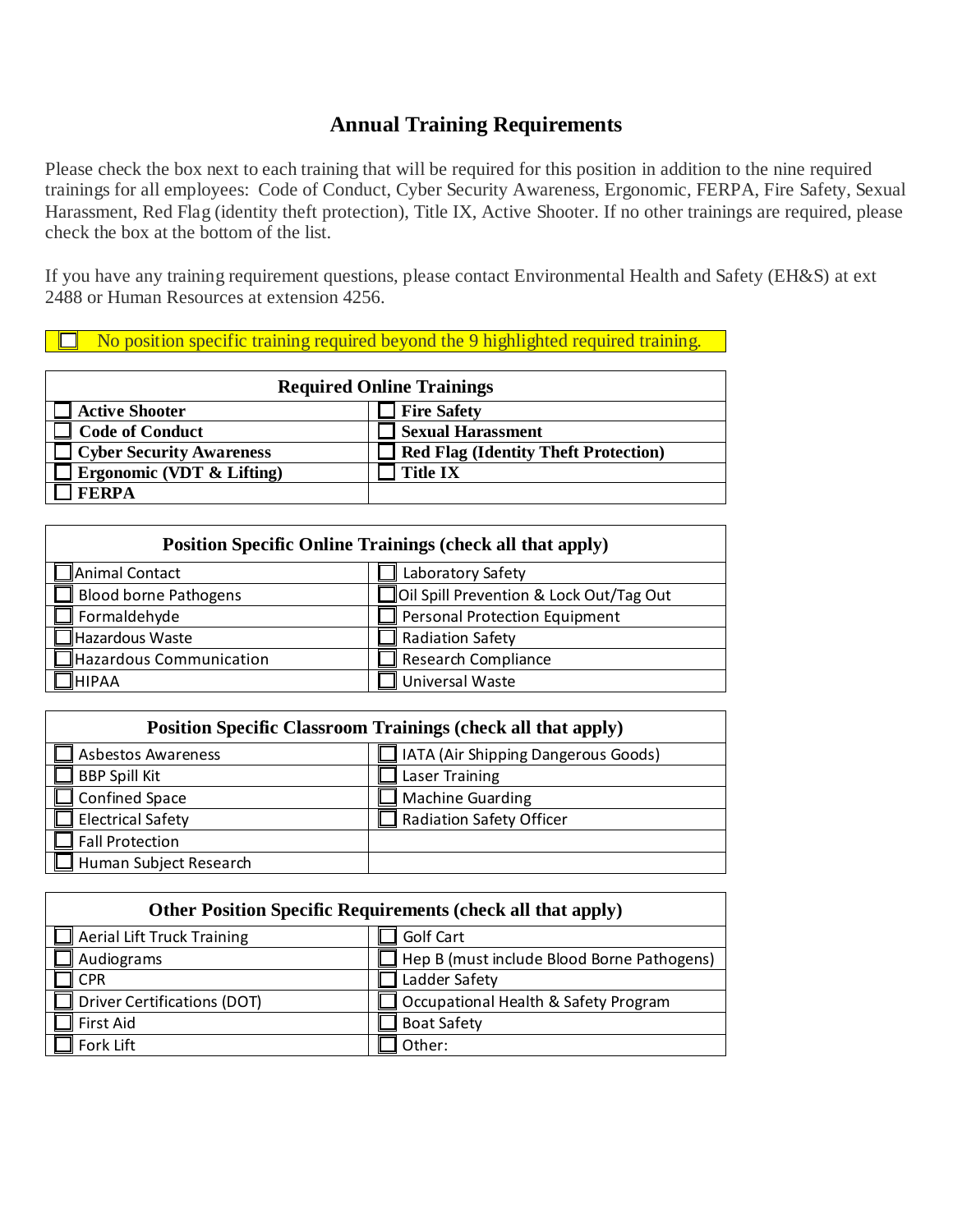# Annual Training Requirements

Please check the box next to each training that will be required for this position in addition to the nine required trainings for all employees: Code of Conduct, Cyber Security Awareness, Ergonomic, FERPA, Fire Safety, Sexual Harassment, Red Flag (identity theft protection), Title IX, Active Shooter. If no other trainings are required, please check the box at the bottom of the list.

If you have any training requirement questions, please contact Environmental Health and Safety (EH&S) at ext 2488 or Human Resources at extension 4256.

☐ No position specific training required beyond the 9 highlighted required training.

| Required Online Trainings | |
|---|---|
| ☐ **Active Shooter** | ☐ **Fire Safety** |
| ☐ **Code of Conduct** | ☐ **Sexual Harassment** |
| ☐ **Cyber Security Awareness** | ☐ **Red Flag (Identity Theft Protection)** |
| ☐ **Ergonomic (VDT & Lifting)** | ☐ **Title IX** |
| ☐ **FERPA** | |

| Position Specific Online Trainings (check all that apply) | |
|---|---|
| ☐ Animal Contact | ☐ Laboratory Safety |
| ☐ Blood borne Pathogens | ☐ Oil Spill Prevention & Lock Out/Tag Out |
| ☐ Formaldehyde | ☐ Personal Protection Equipment |
| ☐ Hazardous Waste | ☐ Radiation Safety |
| ☐ Hazardous Communication | ☐ Research Compliance |
| ☐ HIPAA | ☐ Universal Waste |

| Position Specific Classroom Trainings (check all that apply) | |
|---|---|
| ☐ Asbestos Awareness | ☐ IATA (Air Shipping Dangerous Goods) |
| ☐ BBP Spill Kit | ☐ Laser Training |
| ☐ Confined Space | ☐ Machine Guarding |
| ☐ Electrical Safety | ☐ Radiation Safety Officer |
| ☐ Fall Protection | |
| ☐ Human Subject Research | |

| Other Position Specific Requirements (check all that apply) | |
|---|---|
| ☐ Aerial Lift Truck Training | ☐ Golf Cart |
| ☐ Audiograms | ☐ Hep B (must include Blood Borne Pathogens) |
| ☐ CPR | ☐ Ladder Safety |
| ☐ Driver Certifications (DOT) | ☐ Occupational Health & Safety Program |
| ☐ First Aid | ☐ Boat Safety |
| ☐ Fork Lift | ☐ Other: |